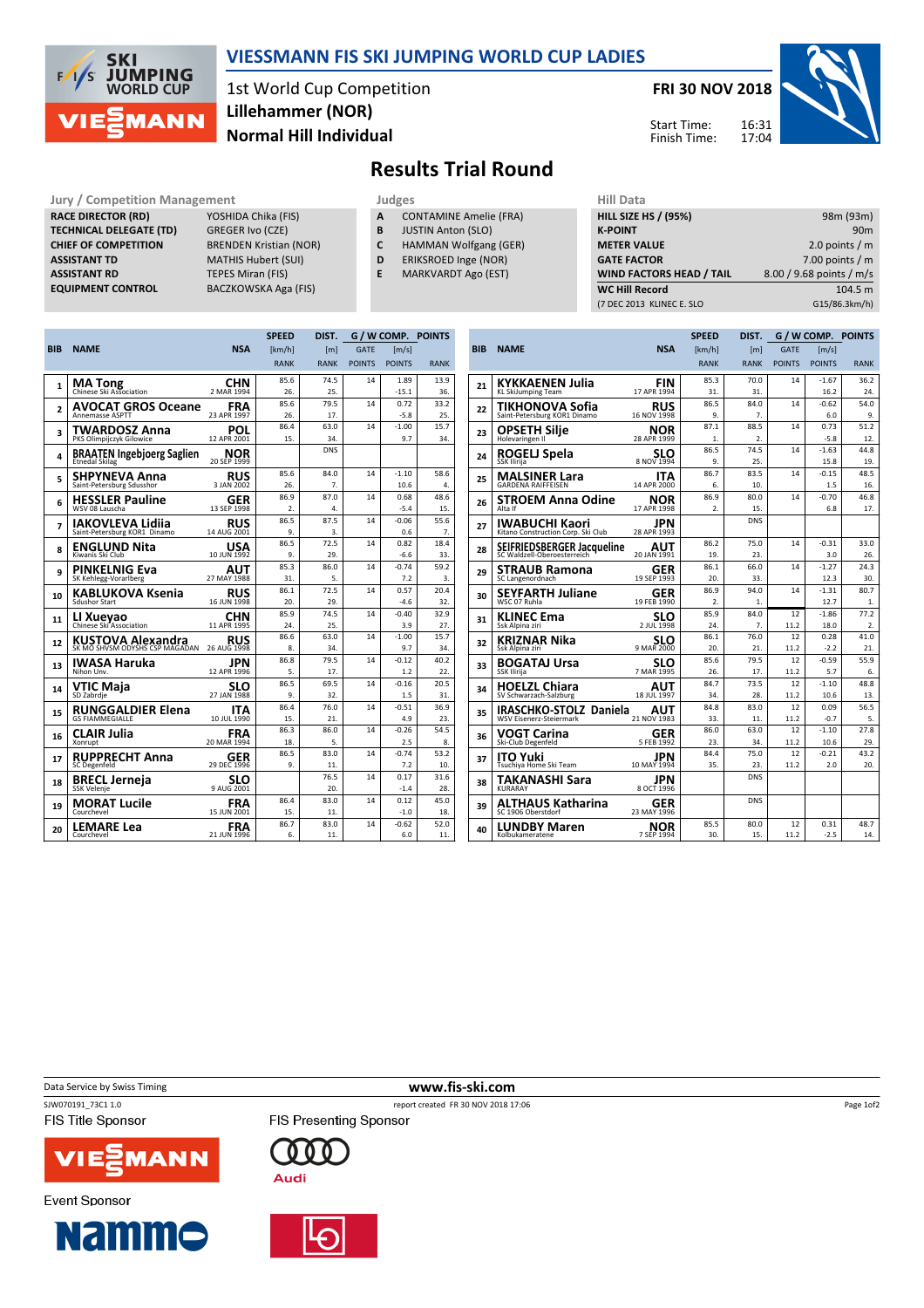# VIESSMANN FIS SKI JUMPING WORLD CUP LADIES

1st World Cup Competition
**Lillehammer (NOR)**
**Normal Hill Individual**

**FRI 30 NOV 2018**

Start Time: 16:31
Finish Time: 17:04

## Results Trial Round

| Jury / Competition Management | |
|---|---|
| RACE DIRECTOR (RD) | YOSHIDA Chika (FIS) |
| TECHNICAL DELEGATE (TD) | GREGER Ivo (CZE) |
| CHIEF OF COMPETITION | BRENDEN Kristian (NOR) |
| ASSISTANT TD | MATHIS Hubert (SUI) |
| ASSISTANT RD | TEPES Miran (FIS) |
| EQUIPMENT CONTROL | BACZKOWSKA Aga (FIS) |

| Judges | |
|---|---|
| A | CONTAMINE Amelie (FRA) |
| B | JUSTIN Anton (SLO) |
| C | HAMMAN Wolfgang (GER) |
| D | ERIKSROED Inge (NOR) |
| E | MARKVARDT Ago (EST) |

| Hill Data | |
|---|---|
| HILL SIZE HS / (95%) | 98m (93m) |
| K-POINT | 90m |
| METER VALUE | 2.0 points / m |
| GATE FACTOR | 7.00 points / m |
| WIND FACTORS HEAD / TAIL | 8.00 / 9.68 points / m/s |
| WC Hill Record | 104.5 m |
| (7 DEC 2013 KLINEC E. SLO | G15/86.3km/h) |

| BIB | NAME | NSA | SPEED [km/h] | SPEED RANK | DIST. [m] | DIST. RANK | GATE | GATE POINTS | WIND [m/s] | WIND POINTS | POINTS | RANK |
|---|---|---|---|---|---|---|---|---|---|---|---|---|
| 1 | MA Tong<br>Chinese Ski Association | CHN<br>2 MAR 1994 | 85.6 | 26. | 74.5 | 25. | 14 | | 1.89 | -15.1 | 13.9 | 36. |
| 2 | AVOCAT GROS Oceane<br>Annemasse ASPTT | FRA<br>23 APR 1997 | 85.6 | 26. | 79.5 | 17. | 14 | | 0.72 | -5.8 | 33.2 | 25. |
| 3 | TWARDOSZ Anna<br>PKS Olimpijczyk Gilowice | POL<br>12 APR 2001 | 86.4 | 15. | 63.0 | 34. | 14 | | -1.00 | 9.7 | 15.7 | 34. |
| 4 | BRAATEN Ingebjoerg Saglien<br>Etnedal Skilag | NOR<br>20 SEP 1999 | | | DNS | | | | | | | |
| 5 | SHPYNEVA Anna<br>Saint-Petersburg Sdusshor | RUS<br>3 JAN 2002 | 85.6 | 26. | 84.0 | 7. | 14 | | -1.10 | 10.6 | 58.6 | 4. |
| 6 | HESSLER Pauline<br>WSV 08 Lauscha | GER<br>13 SEP 1998 | 86.9 | 2. | 87.0 | 4. | 14 | | 0.68 | -5.4 | 48.6 | 15. |
| 7 | IAKOVLEVA Lidiia<br>Saint-Petersburg KOR1 Dinamo | RUS<br>14 AUG 2001 | 86.5 | 9. | 87.5 | 3. | 14 | | -0.06 | 0.6 | 55.6 | 7. |
| 8 | ENGLUND Nita<br>Kiwanis Ski Club | USA<br>10 JUN 1992 | 86.5 | 9. | 72.5 | 29. | 14 | | 0.82 | -6.6 | 18.4 | 33. |
| 9 | PINKELNIG Eva<br>SK Kehlegg-Vorarlberg | AUT<br>27 MAY 1988 | 85.3 | 31. | 86.0 | 5. | 14 | | -0.74 | 7.2 | 59.2 | 3. |
| 10 | KABLUKOVA Ksenia<br>Sdushor Start | RUS<br>16 JUN 1998 | 86.1 | 20. | 72.5 | 29. | 14 | | 0.57 | -4.6 | 20.4 | 32. |
| 11 | LI Xueyao<br>Chinese Ski Association | CHN<br>11 APR 1995 | 85.9 | 24. | 74.5 | 25. | 14 | | -0.40 | 3.9 | 32.9 | 27. |
| 12 | KUSTOVA Alexandra<br>SK MO SHVSM ODYSHS CSP MAGADAN | RUS<br>26 AUG 1998 | 86.6 | 8. | 63.0 | 34. | 14 | | -1.00 | 9.7 | 15.7 | 34. |
| 13 | IWASA Haruka<br>Nihon Unv. | JPN<br>12 APR 1996 | 86.8 | 5. | 79.5 | 17. | 14 | | -0.12 | 1.2 | 40.2 | 22. |
| 14 | VTIC Maja<br>SD Zabrdje | SLO<br>27 JAN 1988 | 86.5 | 9. | 69.5 | 32. | 14 | | -0.16 | 1.5 | 20.5 | 31. |
| 15 | RUNGGALDIER Elena<br>GS FIAMMEGIALLE | ITA<br>10 JUL 1990 | 86.4 | 15. | 76.0 | 21. | 14 | | -0.51 | 4.9 | 36.9 | 23. |
| 16 | CLAIR Julia<br>Xonrupt | FRA<br>20 MAR 1994 | 86.3 | 18. | 86.0 | 5. | 14 | | -0.26 | 2.5 | 54.5 | 8. |
| 17 | RUPPRECHT Anna<br>SC Degenfeld | GER<br>29 DEC 1996 | 86.5 | 9. | 83.0 | 11. | 14 | | -0.74 | 7.2 | 53.2 | 10. |
| 18 | BRECL Jerneja<br>SSK Velenje | SLO<br>9 AUG 2001 | | | 76.5 | 20. | 14 | | 0.17 | -1.4 | 31.6 | 28. |
| 19 | MORAT Lucile<br>Courchevel | FRA<br>15 JUN 2001 | 86.4 | 15. | 83.0 | 11. | 14 | | 0.12 | -1.0 | 45.0 | 18. |
| 20 | LEMARE Lea<br>Courchevel | FRA<br>21 JUN 1996 | 86.7 | 6. | 83.0 | 11. | 14 | | -0.62 | 6.0 | 52.0 | 11. |
| 21 | KYKKAENEN Julia<br>KL SkiJumping Team | FIN<br>17 APR 1994 | 85.3 | 31. | 70.0 | 31. | 14 | | -1.67 | 16.2 | 36.2 | 24. |
| 22 | TIKHONOVA Sofia<br>Saint-Petersburg KOR1 Dinamo | RUS<br>16 NOV 1998 | 86.5 | 9. | 84.0 | 7. | 14 | | -0.62 | 6.0 | 54.0 | 9. |
| 23 | OPSETH Silje<br>Holevaringen Il | NOR<br>28 APR 1999 | 87.1 | 1. | 88.5 | 2. | 14 | | 0.73 | -5.8 | 51.2 | 12. |
| 24 | ROGELJ Spela<br>SSK Ilirija | SLO<br>8 NOV 1994 | 86.5 | 9. | 74.5 | 25. | 14 | | -1.63 | 15.8 | 44.8 | 19. |
| 25 | MALSINER Lara<br>GARDENA RAIFFEISEN | ITA<br>14 APR 2000 | 86.7 | 6. | 83.5 | 10. | 14 | | -0.15 | 1.5 | 48.5 | 16. |
| 26 | STROEM Anna Odine<br>Alta If | NOR<br>17 APR 1998 | 86.9 | 2. | 80.0 | 15. | 14 | | -0.70 | 6.8 | 46.8 | 17. |
| 27 | IWABUCHI Kaori<br>Kitano Construction Corp. Ski Club | JPN<br>28 APR 1993 | | | DNS | | | | | | | |
| 28 | SEIFRIEDSBERGER Jacqueline<br>SC Waldzell-Oberoesterreich | AUT<br>20 JAN 1991 | 86.2 | 19. | 75.0 | 23. | 14 | | -0.31 | 3.0 | 33.0 | 26. |
| 29 | STRAUB Ramona<br>SC Langenordnach | GER<br>19 SEP 1993 | 86.1 | 20. | 66.0 | 33. | 14 | | -1.27 | 12.3 | 24.3 | 30. |
| 30 | SEYFARTH Juliane<br>WSC 07 Ruhla | GER<br>19 FEB 1990 | 86.9 | 2. | 94.0 | 1. | 14 | | -1.31 | 12.7 | 80.7 | 1. |
| 31 | KLINEC Ema<br>Ssk Alpina ziri | SLO<br>2 JUL 1998 | 85.9 | 24. | 84.0 | 7. | 12 | 11.2 | -1.86 | 18.0 | 77.2 | 2. |
| 32 | KRIZNAR Nika<br>Ssk Alpina ziri | SLO<br>9 MAR 2000 | 86.1 | 20. | 76.0 | 21. | 12 | 11.2 | 0.28 | -2.2 | 41.0 | 21. |
| 33 | BOGATAJ Ursa<br>SSK Ilirija | SLO<br>7 MAR 1995 | 85.6 | 26. | 79.5 | 17. | 12 | 11.2 | -0.59 | 5.7 | 55.9 | 6. |
| 34 | HOELZL Chiara<br>SV Schwarzach-Salzburg | AUT<br>18 JUL 1997 | 84.7 | 34. | 73.5 | 28. | 12 | 11.2 | -1.10 | 10.6 | 48.8 | 13. |
| 35 | IRASCHKO-STOLZ Daniela<br>WSV Eisenerz-Steiermark | AUT<br>21 NOV 1983 | 84.8 | 33. | 83.0 | 11. | 12 | 11.2 | 0.09 | -0.7 | 56.5 | 5. |
| 36 | VOGT Carina<br>Ski-Club Degenfeld | GER<br>5 FEB 1992 | 86.0 | 23. | 63.0 | 34. | 12 | 11.2 | -1.10 | 10.6 | 27.8 | 29. |
| 37 | ITO Yuki<br>Tsuchiya Home Ski Team | JPN<br>10 MAY 1994 | 84.4 | 35. | 75.0 | 23. | 12 | 11.2 | -0.21 | 2.0 | 43.2 | 20. |
| 38 | TAKANASHI Sara<br>KURARAY | JPN<br>8 OCT 1996 | | | DNS | | | | | | | |
| 39 | ALTHAUS Katharina<br>SC 1906 Oberstdorf | GER<br>23 MAY 1996 | | | DNS | | | | | | | |
| 40 | LUNDBY Maren<br>Kolbukameratene | NOR<br>7 SEP 1994 | 85.5 | 30. | 80.0 | 15. | 12 | 11.2 | 0.31 | -2.5 | 48.7 | 14. |

Data Service by Swiss Timing — www.fis-ski.com

SJW070191_73C1 1.0 — report created FR 30 NOV 2018 17:06

FIS Title Sponsor: VIESSMANN — FIS Presenting Sponsor: Audi — Event Sponsor: Nammo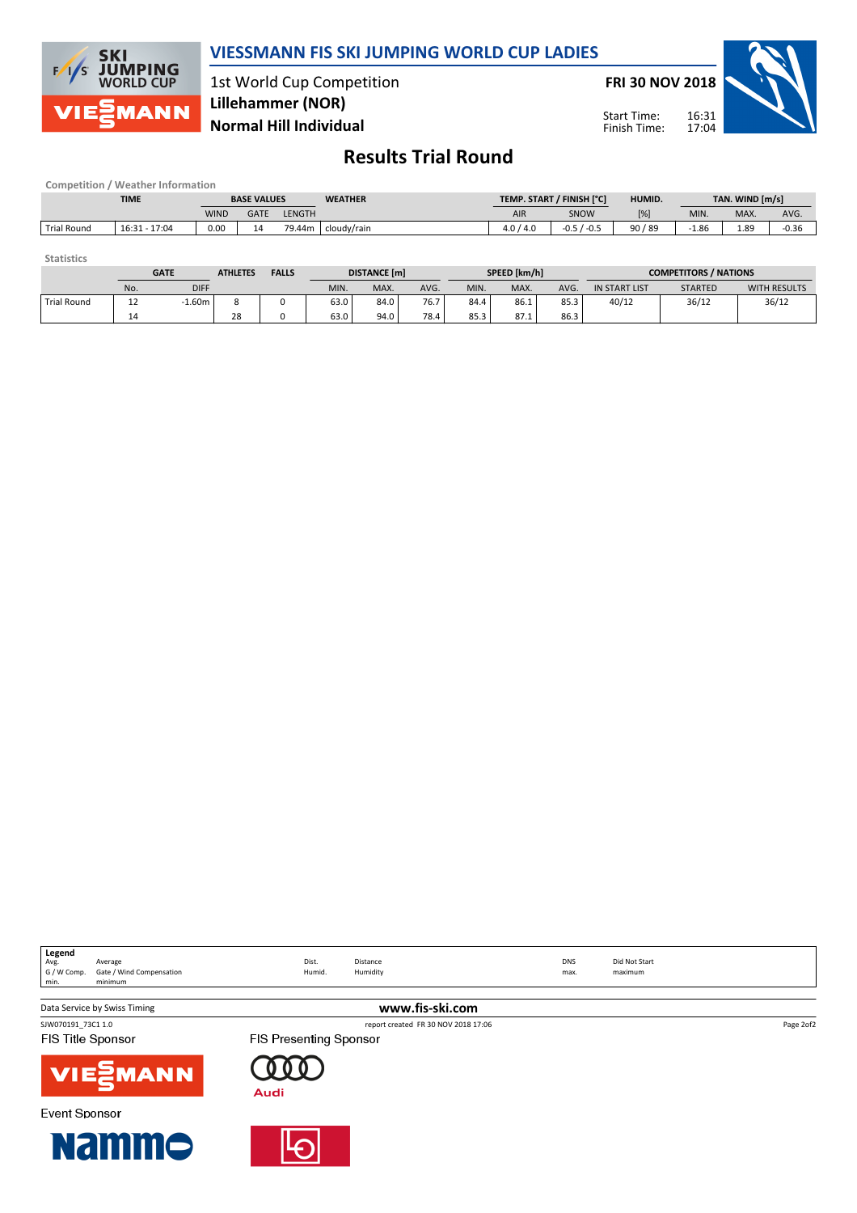# VIESSMANN FIS SKI JUMPING WORLD CUP LADIES

1st World Cup Competition

**Lillehammer (NOR)**

**Normal Hill Individual**

**FRI 30 NOV 2018**

Start Time: 16:31
Finish Time: 17:04

## Results Trial Round

Competition / Weather Information

| | TIME | BASE VALUES | | | WEATHER | TEMP. START / FINISH [°C] | | HUMID. | TAN. WIND [m/s] | | |
|---|---|---|---|---|---|---|---|---|---|---|---|
| | | WIND | GATE | LENGTH | | AIR | SNOW | [%] | MIN. | MAX. | AVG. |
| Trial Round | 16:31 - 17:04 | 0.00 | 14 | 79.44m | cloudy/rain | 4.0 / 4.0 | -0.5 / -0.5 | 90 / 89 | -1.86 | 1.89 | -0.36 |

Statistics

| | GATE | | ATHLETES | FALLS | DISTANCE [m] | | | SPEED [km/h] | | | COMPETITORS / NATIONS | | |
|---|---|---|---|---|---|---|---|---|---|---|---|---|---|
| | No. | DIFF | | | MIN. | MAX. | AVG. | MIN. | MAX. | AVG. | IN START LIST | STARTED | WITH RESULTS |
| Trial Round | 12 | -1.60m | 8 | 0 | 63.0 | 84.0 | 76.7 | 84.4 | 86.1 | 85.3 | 40/12 | 36/12 | 36/12 |
| | 14 | | 28 | 0 | 63.0 | 94.0 | 78.4 | 85.3 | 87.1 | 86.3 | | | |

| Legend | | | | | |
|---|---|---|---|---|---|
| Avg. | Average | Dist. | Distance | DNS | Did Not Start |
| G / W Comp. | Gate / Wind Compensation | Humid. | Humidity | max. | maximum |
| min. | minimum | | | | |

Data Service by Swiss Timing

www.fis-ski.com

SJW070191_73C1 1.0

report created FR 30 NOV 2018 17:06

FIS Title Sponsor

FIS Presenting Sponsor

Event Sponsor